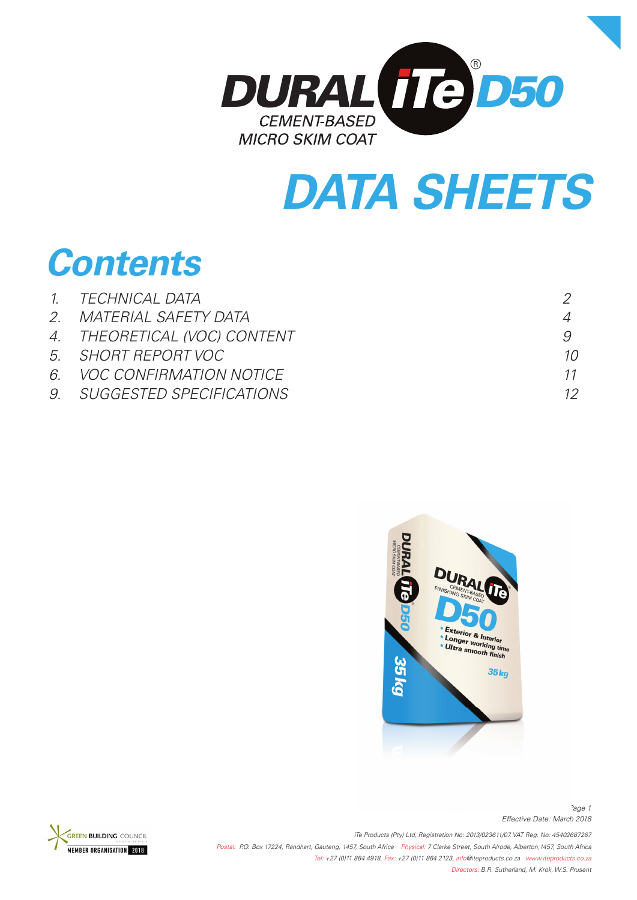# DURAL iTe D50

CEMENT-BASED MICRO SKIM COAT

# DATA SHEETS

## Contents

| | | |
|---|---|---|
| 1. | TECHNICAL DATA | 2 |
| 2. | MATERIAL SAFETY DATA | 4 |
| 4. | THEORETICAL (VOC) CONTENT | 9 |
| 5. | SHORT REPORT VOC | 10 |
| 6. | VOC CONFIRMATION NOTICE | 11 |
| 9. | SUGGESTED SPECIFICATIONS | 12 |

Effective Date: March 2018

GREEN BUILDING COUNCIL SOUTH AFRICA MEMBER ORGANISATION 2018

iTe Products (Pty) Ltd, Registration No: 2013/023611/07, VAT Reg. No: 45402687267
Postal: P.O. Box 17224, Randhart, Gauteng, 1457, South Africa Physical: 7 Clarke Street, South Alrode, Alberton, 1457, South Africa
Tel: +27 (0)11 864 4918, Fax: +27 (0)11 864 2123, info@iteproducts.co.za www.iteproducts.co.za
Directors: B.R. Sutherland, M. Krok, W.S. Prusent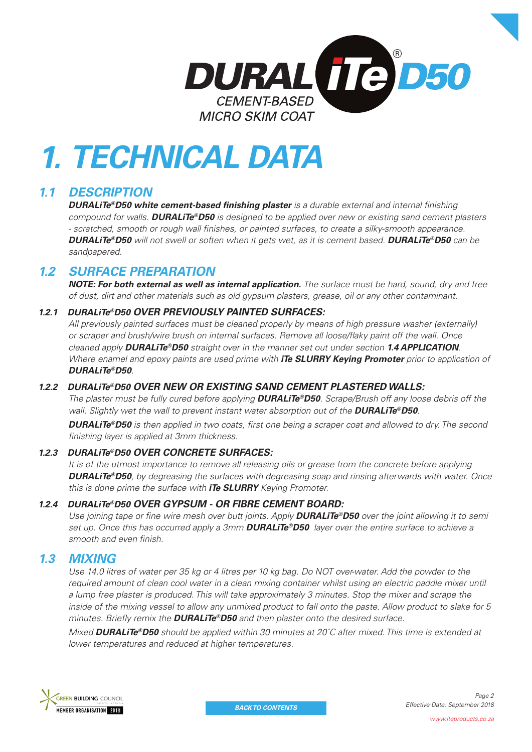**DURALiTe® D50**
CEMENT-BASED MICRO SKIM COAT

# 1. TECHNICAL DATA

## 1.1 DESCRIPTION

***DURALiTe®D50 white cement-based finishing plaster*** *is a durable external and internal finishing compound for walls.* ***DURALiTe®D50*** *is designed to be applied over new or existing sand cement plasters - scratched, smooth or rough wall finishes, or painted surfaces, to create a silky-smooth appearance.* ***DURALiTe®D50*** *will not swell or soften when it gets wet, as it is cement based.* ***DURALiTe®D50*** *can be sandpapered.*

## 1.2 SURFACE PREPARATION

***NOTE: For both external as well as internal application.*** *The surface must be hard, sound, dry and free of dust, dirt and other materials such as old gypsum plasters, grease, oil or any other contaminant.*

### 1.2.1 DURALiTe®D50 OVER PREVIOUSLY PAINTED SURFACES:

*All previously painted surfaces must be cleaned properly by means of high pressure washer (externally) or scraper and brush/wire brush on internal surfaces. Remove all loose/flaky paint off the wall. Once cleaned apply* ***DURALiTe®D50*** *straight over in the manner set out under section* ***1.4 APPLICATION****. Where enamel and epoxy paints are used prime with* ***iTe SLURRY Keying Promoter*** *prior to application of* ***DURALiTe®D50****.*

### 1.2.2 DURALiTe®D50 OVER NEW OR EXISTING SAND CEMENT PLASTERED WALLS:

*The plaster must be fully cured before applying* ***DURALiTe®D50****. Scrape/Brush off any loose debris off the wall. Slightly wet the wall to prevent instant water absorption out of the* ***DURALiTe®D50****.*

***DURALiTe®D50*** *is then applied in two coats, first one being a scraper coat and allowed to dry. The second finishing layer is applied at 3mm thickness.*

### 1.2.3 DURALiTe®D50 OVER CONCRETE SURFACES:

*It is of the utmost importance to remove all releasing oils or grease from the concrete before applying* ***DURALiTe®D50****, by degreasing the surfaces with degreasing soap and rinsing afterwards with water. Once this is done prime the surface with* ***iTe SLURRY*** *Keying Promoter.*

### 1.2.4 DURALiTe®D50 OVER GYPSUM - OR FIBRE CEMENT BOARD:

*Use joining tape or fine wire mesh over butt joints. Apply* ***DURALiTe®D50*** *over the joint allowing it to semi set up. Once this has occurred apply a 3mm* ***DURALiTe®D50*** *layer over the entire surface to achieve a smooth and even finish.*

## 1.3 MIXING

*Use 14.0 litres of water per 35 kg or 4 litres per 10 kg bag. Do NOT over-water. Add the powder to the required amount of clean cool water in a clean mixing container whilst using an electric paddle mixer until a lump free plaster is produced. This will take approximately 3 minutes. Stop the mixer and scrape the inside of the mixing vessel to allow any unmixed product to fall onto the paste. Allow product to slake for 5 minutes. Briefly remix the* ***DURALiTe®D50*** *and then plaster onto the desired surface.*

*Mixed* ***DURALiTe®D50*** *should be applied within 30 minutes at 20˚C after mixed. This time is extended at lower temperatures and reduced at higher temperatures.*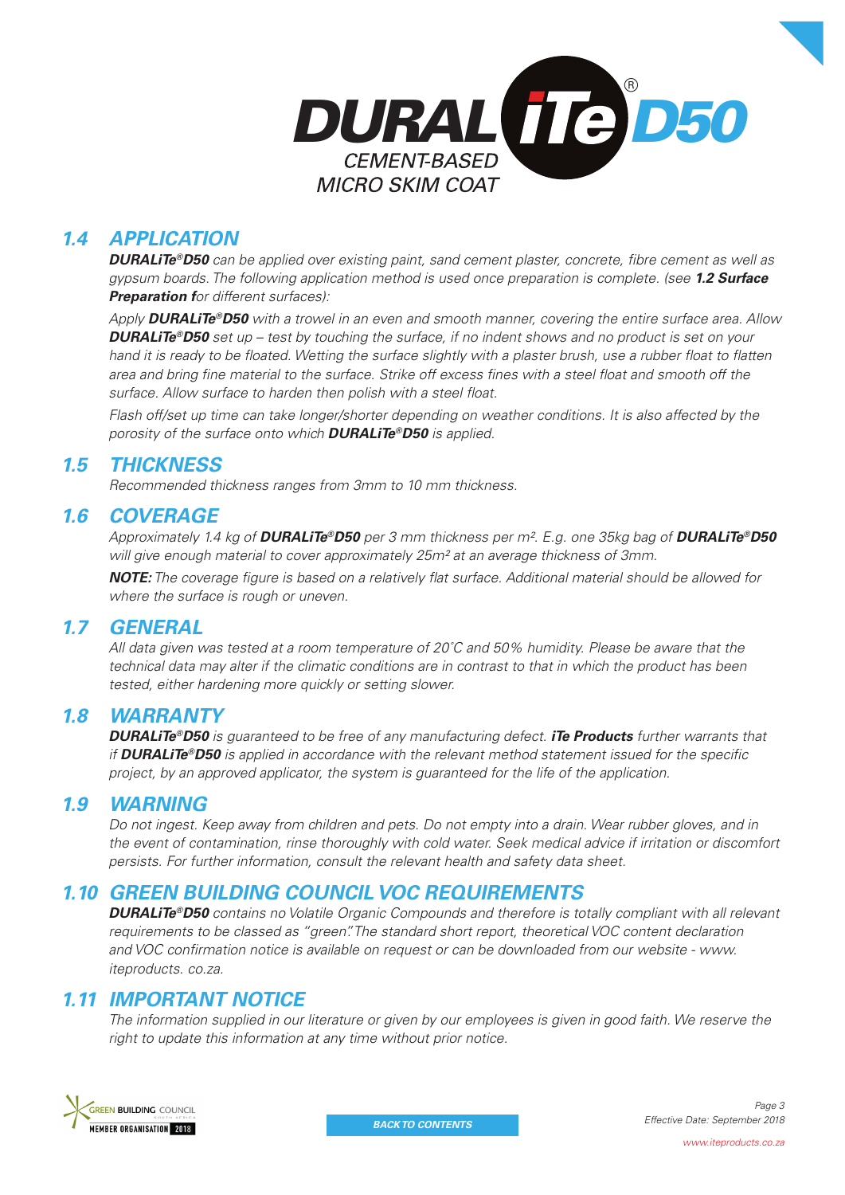# DURALiTe® D50

CEMENT-BASED MICRO SKIM COAT

## 1.4 APPLICATION

***DURALiTe®D50*** *can be applied over existing paint, sand cement plaster, concrete, fibre cement as well as gypsum boards. The following application method is used once preparation is complete. (see* ***1.2 Surface Preparation f****or different surfaces):*

*Apply* ***DURALiTe®D50*** *with a trowel in an even and smooth manner, covering the entire surface area. Allow* ***DURALiTe®D50*** *set up – test by touching the surface, if no indent shows and no product is set on your hand it is ready to be floated. Wetting the surface slightly with a plaster brush, use a rubber float to flatten area and bring fine material to the surface. Strike off excess fines with a steel float and smooth off the surface. Allow surface to harden then polish with a steel float.*

*Flash off/set up time can take longer/shorter depending on weather conditions. It is also affected by the porosity of the surface onto which* ***DURALiTe®D50*** *is applied.*

## 1.5 THICKNESS

*Recommended thickness ranges from 3mm to 10 mm thickness.*

## 1.6 COVERAGE

*Approximately 1.4 kg of* ***DURALiTe®D50*** *per 3 mm thickness per m². E.g. one 35kg bag of* ***DURALiTe®D50*** *will give enough material to cover approximately 25m² at an average thickness of 3mm.*

***NOTE:*** *The coverage figure is based on a relatively flat surface. Additional material should be allowed for where the surface is rough or uneven.*

## 1.7 GENERAL

*All data given was tested at a room temperature of 20˚C and 50% humidity. Please be aware that the technical data may alter if the climatic conditions are in contrast to that in which the product has been tested, either hardening more quickly or setting slower.*

## 1.8 WARRANTY

***DURALiTe®D50*** *is guaranteed to be free of any manufacturing defect.* ***iTe Products*** *further warrants that if* ***DURALiTe®D50*** *is applied in accordance with the relevant method statement issued for the specific project, by an approved applicator, the system is guaranteed for the life of the application.*

## 1.9 WARNING

*Do not ingest. Keep away from children and pets. Do not empty into a drain. Wear rubber gloves, and in the event of contamination, rinse thoroughly with cold water. Seek medical advice if irritation or discomfort persists. For further information, consult the relevant health and safety data sheet.*

## 1.10 GREEN BUILDING COUNCIL VOC REQUIREMENTS

***DURALiTe®D50*** *contains no Volatile Organic Compounds and therefore is totally compliant with all relevant requirements to be classed as "green". The standard short report, theoretical VOC content declaration and VOC confirmation notice is available on request or can be downloaded from our website - www. iteproducts. co.za.*

## 1.11 IMPORTANT NOTICE

*The information supplied in our literature or given by our employees is given in good faith. We reserve the right to update this information at any time without prior notice.*

GREEN BUILDING COUNCIL SOUTH AFRICA MEMBER ORGANISATION 2018

BACK TO CONTENTS

*Effective Date: September 2018*

*www.iteproducts.co.za*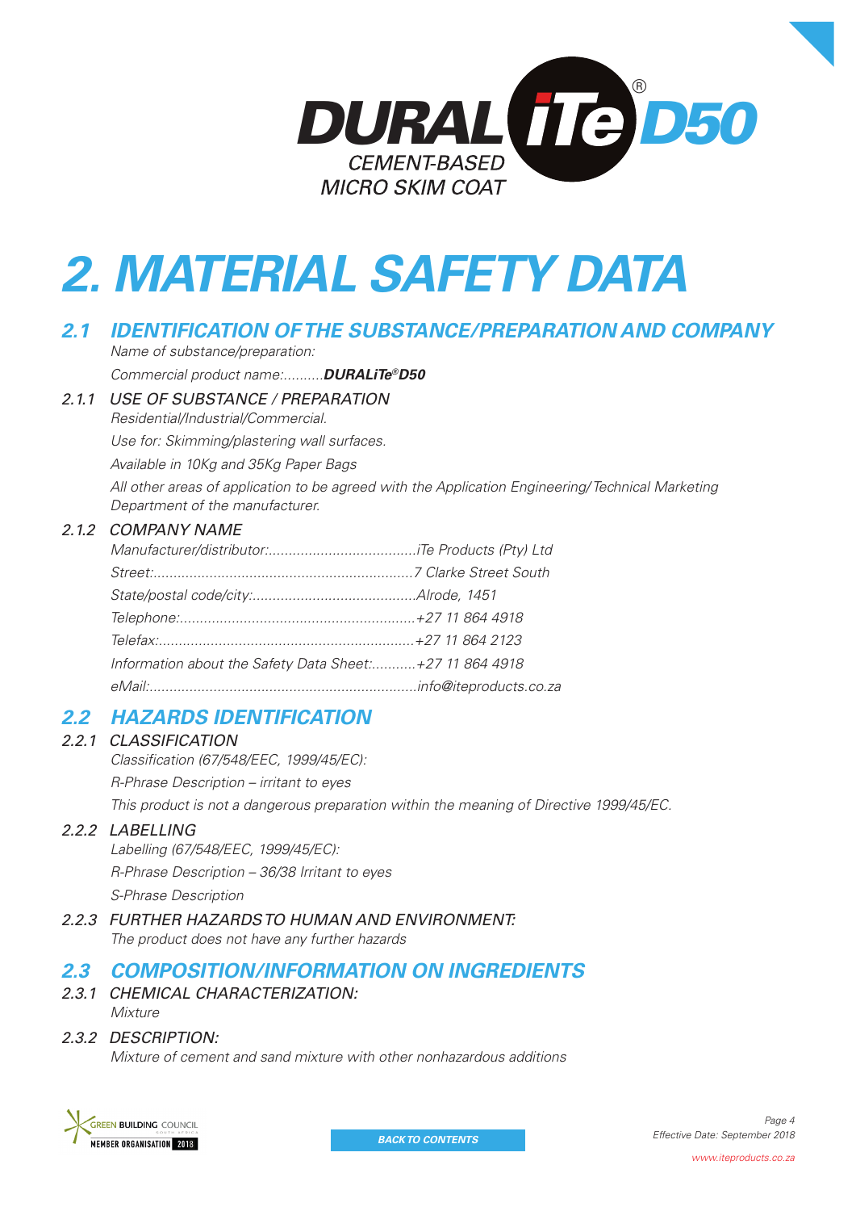# 2. MATERIAL SAFETY DATA

## 2.1 IDENTIFICATION OF THE SUBSTANCE/PREPARATION AND COMPANY

*Name of substance/preparation:*

*Commercial product name:..........**DURALiTe®D50***

### 2.1.1 USE OF SUBSTANCE / PREPARATION

*Residential/Industrial/Commercial.*

*Use for: Skimming/plastering wall surfaces.*

*Available in 10Kg and 35Kg Paper Bags*

*All other areas of application to be agreed with the Application Engineering/Technical Marketing Department of the manufacturer.*

### 2.1.2 COMPANY NAME

*Manufacturer/distributor:....................................iTe Products (Pty) Ltd*

*Street:................................................................7 Clarke Street South*

*State/postal code/city:.........................................Alrode, 1451*

*Telephone:..........................................................+27 11 864 4918*

*Telefax:...............................................................+27 11 864 2123*

*Information about the Safety Data Sheet:...........+27 11 864 4918*

*eMail:..................................................................info@iteproducts.co.za*

## 2.2 HAZARDS IDENTIFICATION

### 2.2.1 CLASSIFICATION

*Classification (67/548/EEC, 1999/45/EC):*

*R-Phrase Description – irritant to eyes*

*This product is not a dangerous preparation within the meaning of Directive 1999/45/EC.*

### 2.2.2 LABELLING

*Labelling (67/548/EEC, 1999/45/EC):*

*R-Phrase Description – 36/38 Irritant to eyes*

*S-Phrase Description*

### 2.2.3 FURTHER HAZARDS TO HUMAN AND ENVIRONMENT:

*The product does not have any further hazards*

## 2.3 COMPOSITION/INFORMATION ON INGREDIENTS

### 2.3.1 CHEMICAL CHARACTERIZATION:

*Mixture*

### 2.3.2 DESCRIPTION:

*Mixture of cement and sand mixture with other nonhazardous additions*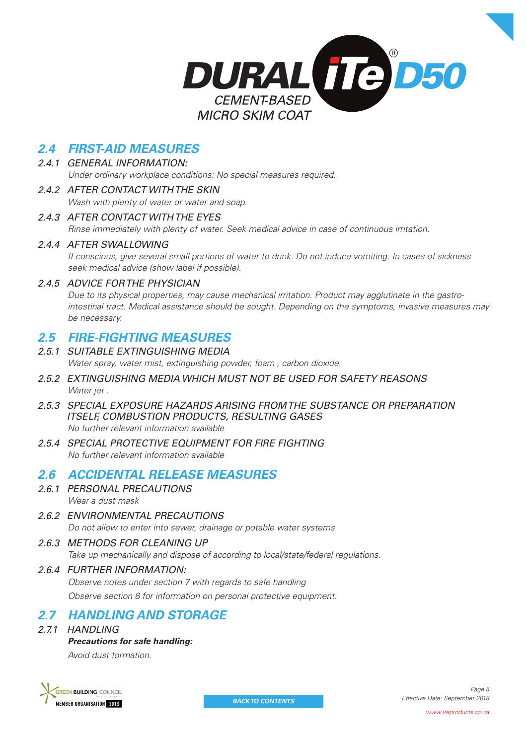## 2.4 FIRST-AID MEASURES

### 2.4.1 GENERAL INFORMATION:

*Under ordinary workplace conditions: No special measures required.*

### 2.4.2 AFTER CONTACT WITH THE SKIN

*Wash with plenty of water or water and soap.*

### 2.4.3 AFTER CONTACT WITH THE EYES

*Rinse immediately with plenty of water. Seek medical advice in case of continuous irritation.*

### 2.4.4 AFTER SWALLOWING

*If conscious, give several small portions of water to drink. Do not induce vomiting. In cases of sickness seek medical advice (show label if possible).*

### 2.4.5 ADVICE FOR THE PHYSICIAN

*Due to its physical properties, may cause mechanical irritation. Product may agglutinate in the gastro-intestinal tract. Medical assistance should be sought. Depending on the symptoms, invasive measures may be necessary.*

## 2.5 FIRE-FIGHTING MEASURES

### 2.5.1 SUITABLE EXTINGUISHING MEDIA

*Water spray, water mist, extinguishing powder, foam , carbon dioxide.*

### 2.5.2 EXTINGUISHING MEDIA WHICH MUST NOT BE USED FOR SAFETY REASONS

*Water jet .*

### 2.5.3 SPECIAL EXPOSURE HAZARDS ARISING FROM THE SUBSTANCE OR PREPARATION ITSELF, COMBUSTION PRODUCTS, RESULTING GASES

*No further relevant information available*

### 2.5.4 SPECIAL PROTECTIVE EQUIPMENT FOR FIRE FIGHTING

*No further relevant information available*

## 2.6 ACCIDENTAL RELEASE MEASURES

### 2.6.1 PERSONAL PRECAUTIONS

*Wear a dust mask*

### 2.6.2 ENVIRONMENTAL PRECAUTIONS

*Do not allow to enter into sewer, drainage or potable water systems*

### 2.6.3 METHODS FOR CLEANING UP

*Take up mechanically and dispose of according to local/state/federal regulations.*

### 2.6.4 FURTHER INFORMATION:

*Observe notes under section 7 with regards to safe handling*

*Observe section 8 for information on personal protective equipment.*

## 2.7 HANDLING AND STORAGE

### 2.7.1 HANDLING

***Precautions for safe handling:***

*Avoid dust formation.*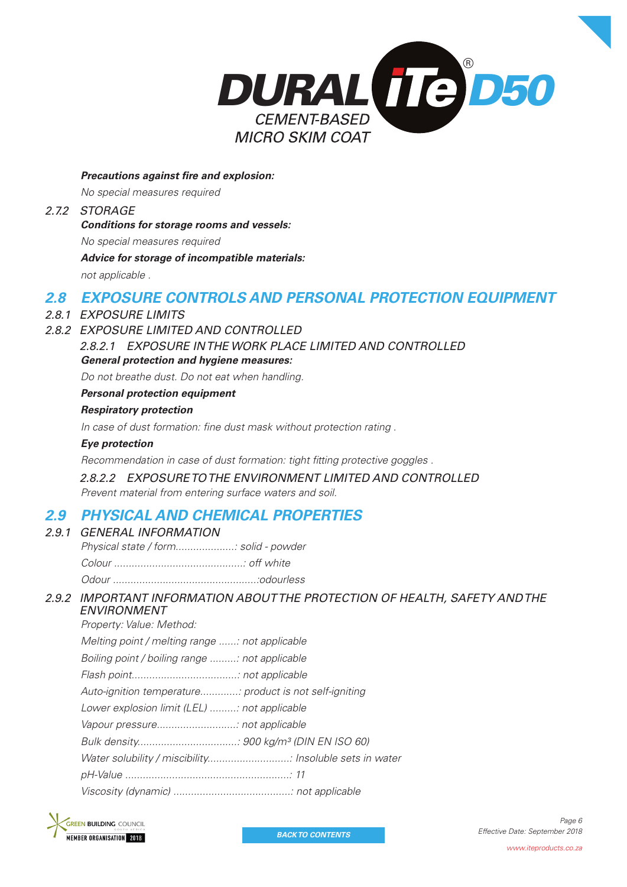**Precautions against fire and explosion:**

No special measures required

2.7.2 STORAGE

**Conditions for storage rooms and vessels:**

No special measures required

**Advice for storage of incompatible materials:**

not applicable .

## 2.8 EXPOSURE CONTROLS AND PERSONAL PROTECTION EQUIPMENT

2.8.1 EXPOSURE LIMITS

2.8.2 EXPOSURE LIMITED AND CONTROLLED

2.8.2.1 EXPOSURE IN THE WORK PLACE LIMITED AND CONTROLLED

**General protection and hygiene measures:**

Do not breathe dust. Do not eat when handling.

**Personal protection equipment**

**Respiratory protection**

In case of dust formation: fine dust mask without protection rating .

**Eye protection**

Recommendation in case of dust formation: tight fitting protective goggles .

2.8.2.2 EXPOSURE TO THE ENVIRONMENT LIMITED AND CONTROLLED

Prevent material from entering surface waters and soil.

## 2.9 PHYSICAL AND CHEMICAL PROPERTIES

2.9.1 GENERAL INFORMATION

Physical state / form....................: solid - powder

Colour ............................................: off white

Odour .................................................:odourless

2.9.2 IMPORTANT INFORMATION ABOUT THE PROTECTION OF HEALTH, SAFETY AND THE ENVIRONMENT

Property: Value: Method:

Melting point / melting range ......: not applicable

Boiling point / boiling range .........: not applicable

Flash point....................................: not applicable

Auto-ignition temperature.............: product is not self-igniting

Lower explosion limit (LEL) .........: not applicable

Vapour pressure...........................: not applicable

Bulk density..................................: 900 kg/m³ (DIN EN ISO 60)

Water solubility / miscibility............................: Insoluble sets in water

pH-Value ........................................................: 11

Viscosity (dynamic) ........................................: not applicable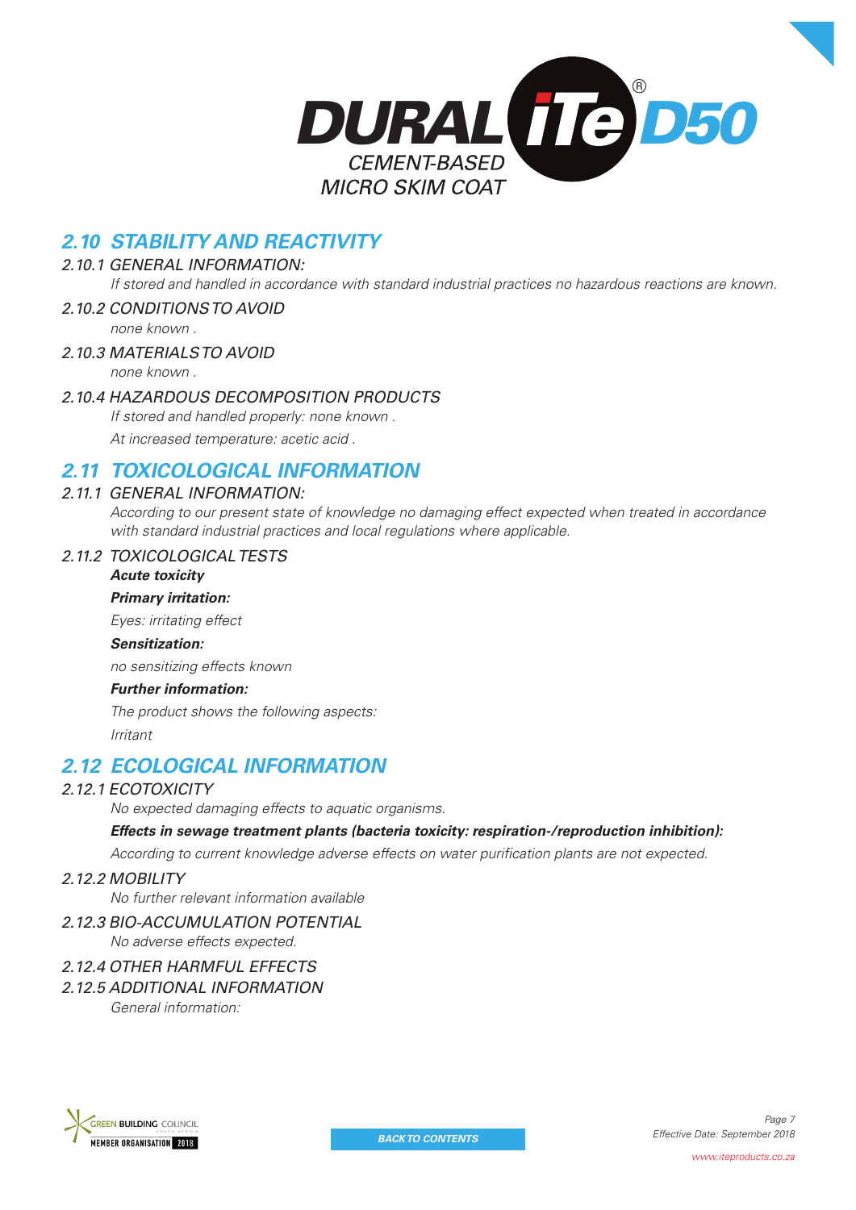## 2.10 STABILITY AND REACTIVITY

### 2.10.1 GENERAL INFORMATION:

*If stored and handled in accordance with standard industrial practices no hazardous reactions are known.*

### 2.10.2 CONDITIONS TO AVOID

*none known .*

### 2.10.3 MATERIALS TO AVOID

*none known .*

### 2.10.4 HAZARDOUS DECOMPOSITION PRODUCTS

*If stored and handled properly: none known .*

*At increased temperature: acetic acid .*

## 2.11 TOXICOLOGICAL INFORMATION

### 2.11.1 GENERAL INFORMATION:

*According to our present state of knowledge no damaging effect expected when treated in accordance with standard industrial practices and local regulations where applicable.*

### 2.11.2 TOXICOLOGICAL TESTS

***Acute toxicity***

***Primary irritation:***

*Eyes: irritating effect*

***Sensitization:***

*no sensitizing effects known*

***Further information:***

*The product shows the following aspects:*

*Irritant*

## 2.12 ECOLOGICAL INFORMATION

### 2.12.1 ECOTOXICITY

*No expected damaging effects to aquatic organisms.*

***Effects in sewage treatment plants (bacteria toxicity: respiration-/reproduction inhibition):***

*According to current knowledge adverse effects on water purification plants are not expected.*

### 2.12.2 MOBILITY

*No further relevant information available*

### 2.12.3 BIO-ACCUMULATION POTENTIAL

*No adverse effects expected.*

### 2.12.4 OTHER HARMFUL EFFECTS

### 2.12.5 ADDITIONAL INFORMATION

*General information:*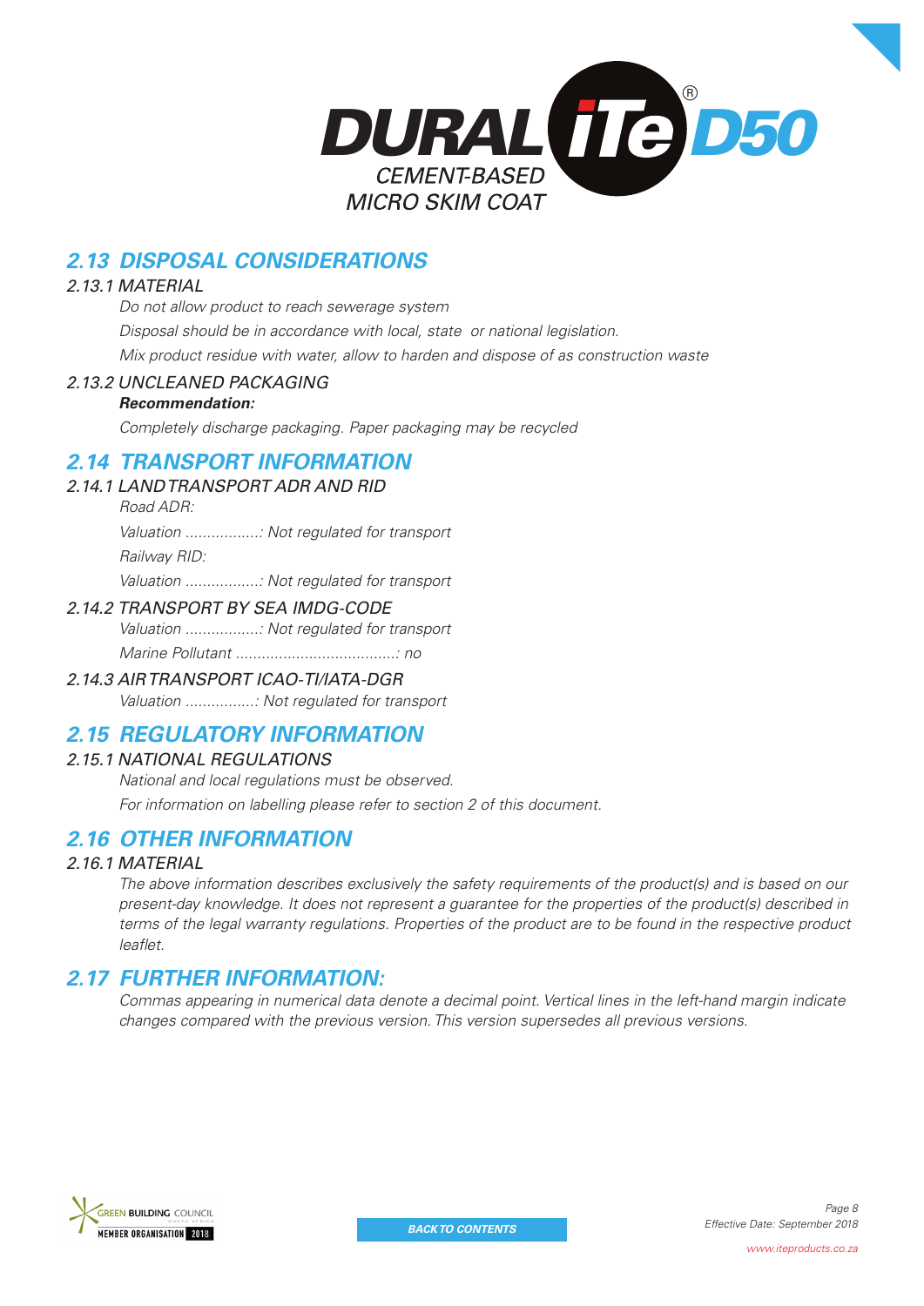## 2.13 DISPOSAL CONSIDERATIONS

### 2.13.1 MATERIAL

*Do not allow product to reach sewerage system*

*Disposal should be in accordance with local, state or national legislation.*

*Mix product residue with water, allow to harden and dispose of as construction waste*

### 2.13.2 UNCLEANED PACKAGING

***Recommendation:***

*Completely discharge packaging. Paper packaging may be recycled*

## 2.14 TRANSPORT INFORMATION

### 2.14.1 LAND TRANSPORT ADR AND RID

*Road ADR:*

*Valuation .................: Not regulated for transport*

*Railway RID:*

*Valuation .................: Not regulated for transport*

### 2.14.2 TRANSPORT BY SEA IMDG-CODE

*Valuation .................: Not regulated for transport*

*Marine Pollutant .....................................: no*

### 2.14.3 AIR TRANSPORT ICAO-TI/IATA-DGR

*Valuation ................: Not regulated for transport*

## 2.15 REGULATORY INFORMATION

### 2.15.1 NATIONAL REGULATIONS

*National and local regulations must be observed.*

*For information on labelling please refer to section 2 of this document.*

## 2.16 OTHER INFORMATION

### 2.16.1 MATERIAL

*The above information describes exclusively the safety requirements of the product(s) and is based on our present-day knowledge. It does not represent a guarantee for the properties of the product(s) described in terms of the legal warranty regulations. Properties of the product are to be found in the respective product leaflet.*

## 2.17 FURTHER INFORMATION:

*Commas appearing in numerical data denote a decimal point. Vertical lines in the left-hand margin indicate changes compared with the previous version. This version supersedes all previous versions.*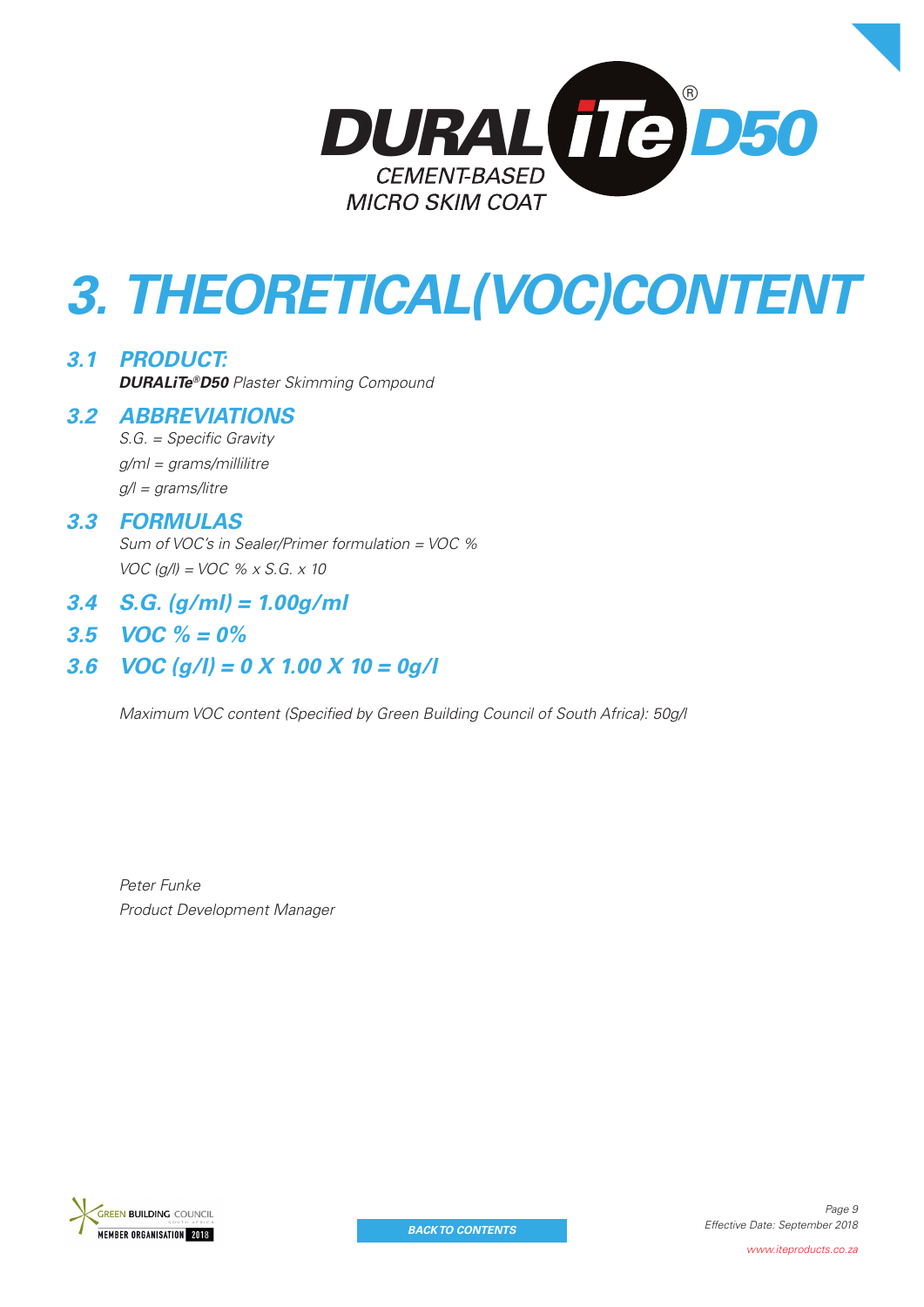DURALiTe® D50

CEMENT-BASED MICRO SKIM COAT

# 3. THEORETICAL(VOC)CONTENT

## 3.1 PRODUCT:

***DURALiTe®D50*** *Plaster Skimming Compound*

## 3.2 ABBREVIATIONS

*S.G. = Specific Gravity*

*g/ml = grams/millilitre*

*g/l = grams/litre*

## 3.3 FORMULAS

*Sum of VOC's in Sealer/Primer formulation = VOC %*

*VOC (g/l) = VOC % x S.G. x 10*

## 3.4 S.G. (g/ml) = 1.00g/ml

## 3.5 VOC % = 0%

## 3.6 VOC (g/l) = 0 X 1.00 X 10 = 0g/l

*Maximum VOC content (Specified by Green Building Council of South Africa): 50g/l*

*Peter Funke*
*Product Development Manager*

GREEN BUILDING COUNCIL SOUTH AFRICA MEMBER ORGANISATION 2018

BACK TO CONTENTS

*Effective Date: September 2018*

*www.iteproducts.co.za*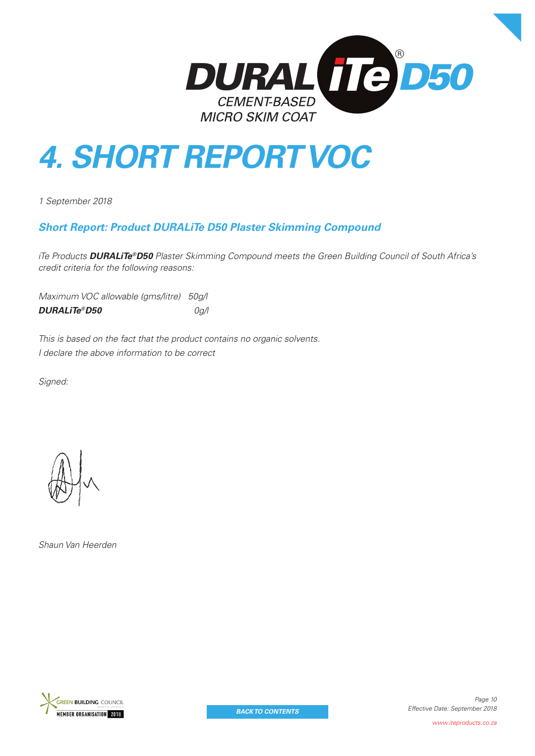**DURALiTe® D50**
CEMENT-BASED MICRO SKIM COAT

# 4. SHORT REPORT VOC

*1 September 2018*

## *Short Report: Product DURALiTe D50 Plaster Skimming Compound*

*iTe Products **DURALiTe®D50** Plaster Skimming Compound meets the Green Building Council of South Africa's credit criteria for the following reasons:*

| | |
|---|---|
| *Maximum VOC allowable (gms/litre)* | *50g/l* |
| ***DURALiTe®D50*** | *0g/l* |

*This is based on the fact that the product contains no organic solvents.*
*I declare the above information to be correct*

*Signed:*

*Shaun Van Heerden*

GREEN BUILDING COUNCIL SOUTH AFRICA
MEMBER ORGANISATION 2018

BACK TO CONTENTS

*Effective Date: September 2018*

*www.iteproducts.co.za*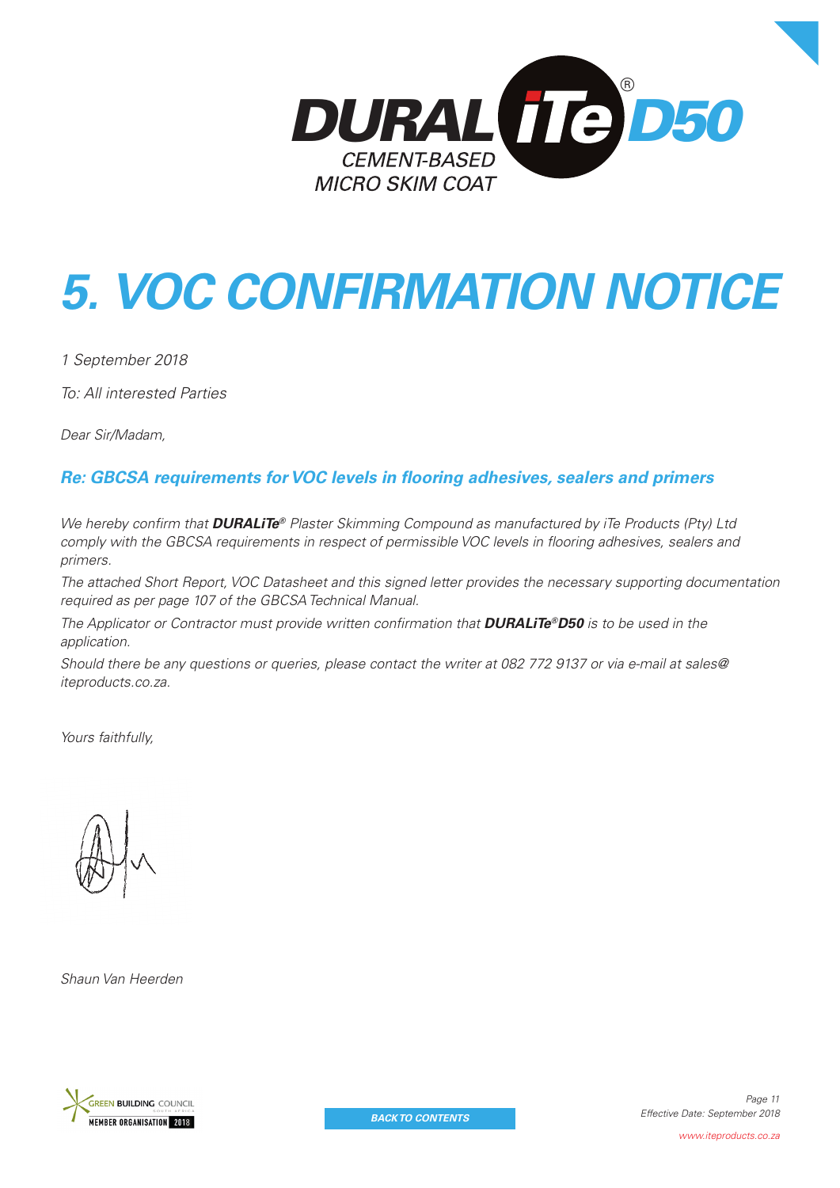# DURALiTe® D50

CEMENT-BASED MICRO SKIM COAT

# 5. VOC CONFIRMATION NOTICE

*1 September 2018*

*To: All interested Parties*

*Dear Sir/Madam,*

## *Re: GBCSA requirements for VOC levels in flooring adhesives, sealers and primers*

*We hereby confirm that* ***DURALiTe®*** *Plaster Skimming Compound as manufactured by iTe Products (Pty) Ltd comply with the GBCSA requirements in respect of permissible VOC levels in flooring adhesives, sealers and primers.*

*The attached Short Report, VOC Datasheet and this signed letter provides the necessary supporting documentation required as per page 107 of the GBCSA Technical Manual.*

*The Applicator or Contractor must provide written confirmation that* ***DURALiTe®D50*** *is to be used in the application.*

*Should there be any questions or queries, please contact the writer at 082 772 9137 or via e-mail at sales@iteproducts.co.za.*

*Yours faithfully,*

*Shaun Van Heerden*

GREEN BUILDING COUNCIL SOUTH AFRICA MEMBER ORGANISATION 2018

BACK TO CONTENTS

*Effective Date: September 2018*

*www.iteproducts.co.za*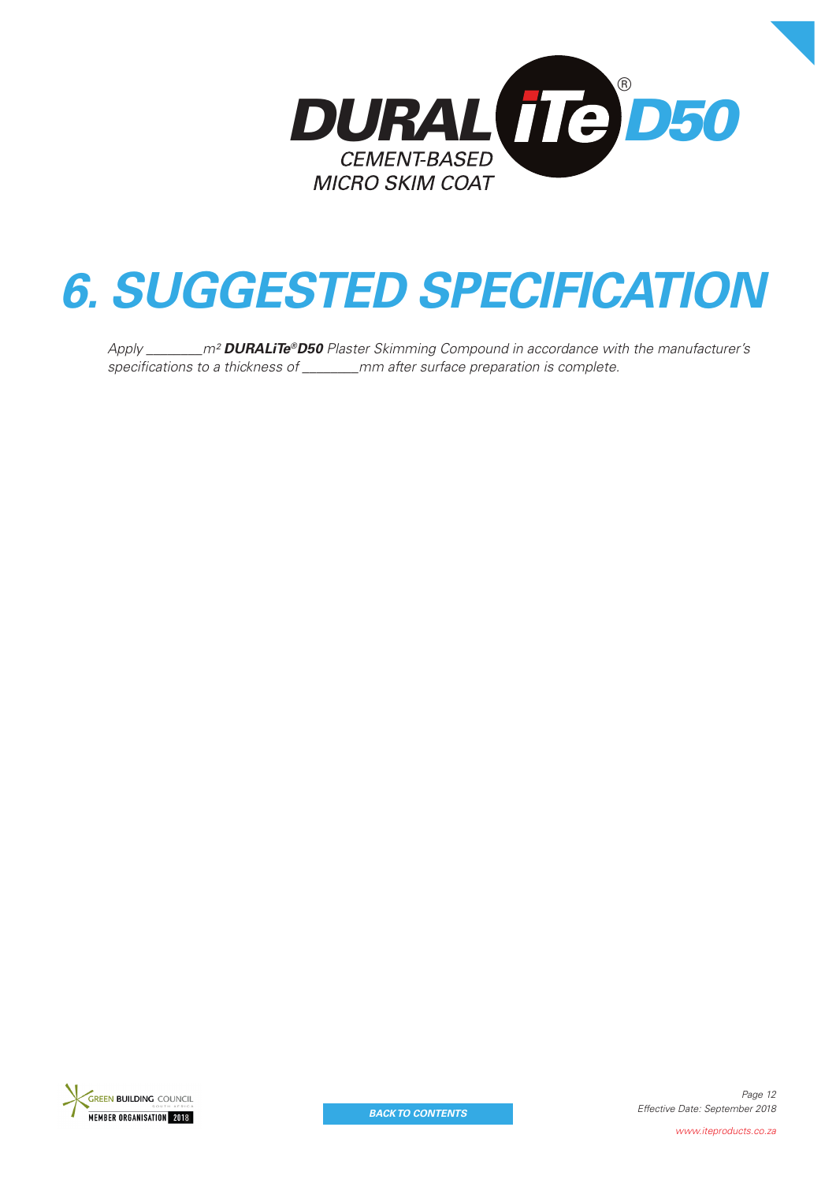DURALiTe® D50

CEMENT-BASED MICRO SKIM COAT

# 6. SUGGESTED SPECIFICATION

*Apply ________m² **DURALiTe®D50** Plaster Skimming Compound in accordance with the manufacturer's specifications to a thickness of ________mm after surface preparation is complete.*

GREEN BUILDING COUNCIL SOUTH AFRICA MEMBER ORGANISATION 2018

BACK TO CONTENTS

Effective Date: September 2018

www.iteproducts.co.za